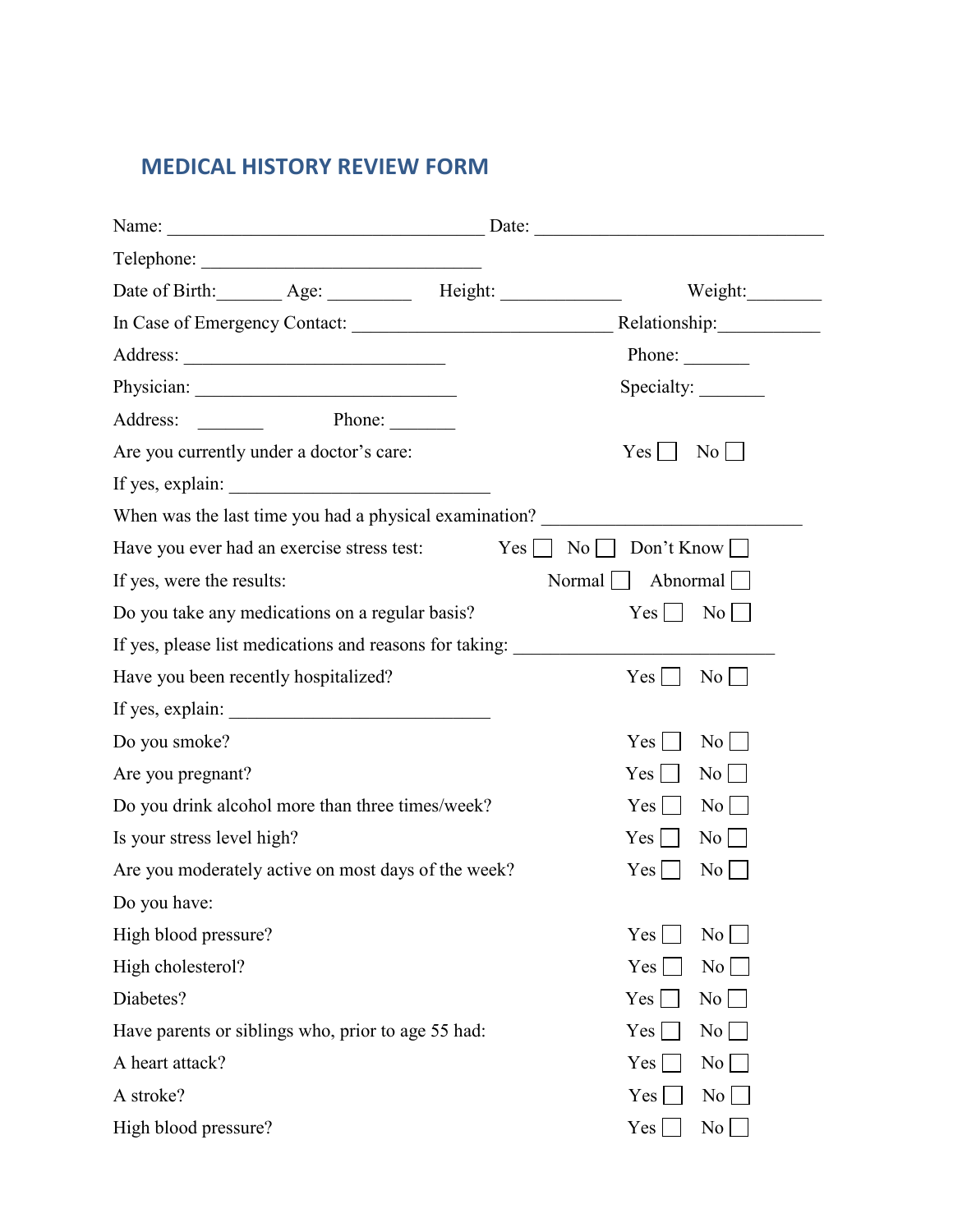# MEDICAL HISTORY REVIEW FORM

Name: ___________________________________ Date: _______________________________

Telephone: _______________________________

Date of Birth:_______ Age: _________ Height: _____________ Weight:________

In Case of Emergency Contact: ____________________________ Relationship:___________

Address: ____________________________ Phone: _______

Physician: ____________________________ Specialty: _______

Address: _______ Phone: _______

Are you currently under a doctor's care: Yes ☐ No ☐

If yes, explain: ____________________________

When was the last time you had a physical examination? ____________________________

Have you ever had an exercise stress test: Yes ☐ No ☐ Don't Know ☐

If yes, were the results: Normal ☐ Abnormal ☐

Do you take any medications on a regular basis? Yes ☐ No ☐

If yes, please list medications and reasons for taking: ____________________________

Have you been recently hospitalized? Yes ☐ No ☐

If yes, explain: ____________________________

Do you smoke? Yes ☐ No ☐

Are you pregnant? Yes ☐ No ☐

Do you drink alcohol more than three times/week? Yes ☐ No ☐

Is your stress level high? Yes ☐ No ☐

Are you moderately active on most days of the week? Yes ☐ No ☐

Do you have:

High blood pressure? Yes ☐ No ☐

High cholesterol? Yes ☐ No ☐

Diabetes? Yes ☐ No ☐

Have parents or siblings who, prior to age 55 had: Yes ☐ No ☐

A heart attack? Yes ☐ No ☐

A stroke? Yes ☐ No ☐

High blood pressure? Yes ☐ No ☐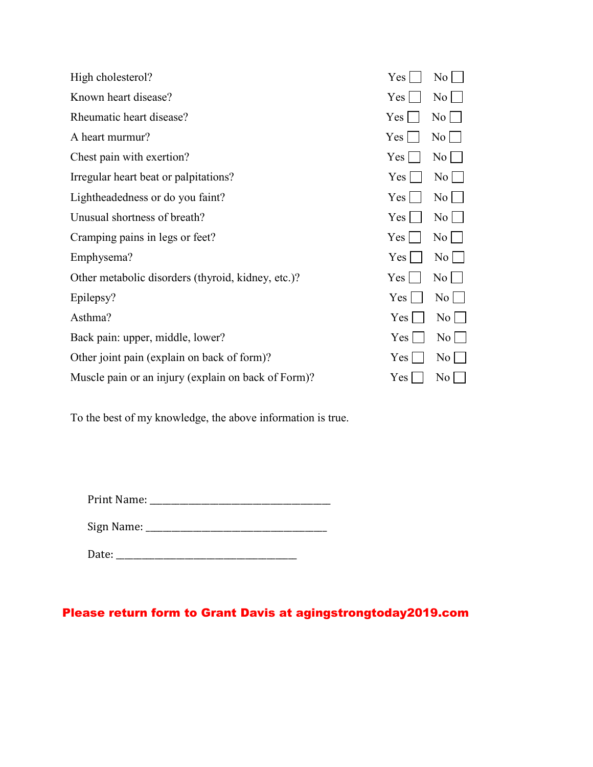| | | |
|---|---|---|
| High cholesterol? | Yes ☐ | No ☐ |
| Known heart disease? | Yes ☐ | No ☐ |
| Rheumatic heart disease? | Yes ☐ | No ☐ |
| A heart murmur? | Yes ☐ | No ☐ |
| Chest pain with exertion? | Yes ☐ | No ☐ |
| Irregular heart beat or palpitations? | Yes ☐ | No ☐ |
| Lightheadedness or do you faint? | Yes ☐ | No ☐ |
| Unusual shortness of breath? | Yes ☐ | No ☐ |
| Cramping pains in legs or feet? | Yes ☐ | No ☐ |
| Emphysema? | Yes ☐ | No ☐ |
| Other metabolic disorders (thyroid, kidney, etc.)? | Yes ☐ | No ☐ |
| Epilepsy? | Yes ☐ | No ☐ |
| Asthma? | Yes ☐ | No ☐ |
| Back pain: upper, middle, lower? | Yes ☐ | No ☐ |
| Other joint pain (explain on back of form)? | Yes ☐ | No ☐ |
| Muscle pain or an injury (explain on back of Form)? | Yes ☐ | No ☐ |

To the best of my knowledge, the above information is true.

Print Name: ________________________________

Sign Name: ________________________________

Date: ________________________________

**Please return form to Grant Davis at agingstrongtoday2019.com**